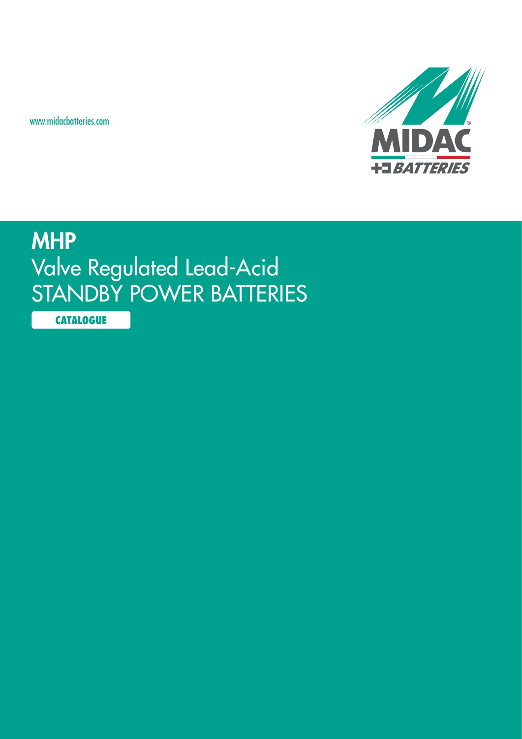www.midacbatteries.com

MIDAC BATTERIES

# MHP

## Valve Regulated Lead-Acid STANDBY POWER BATTERIES

**CATALOGUE**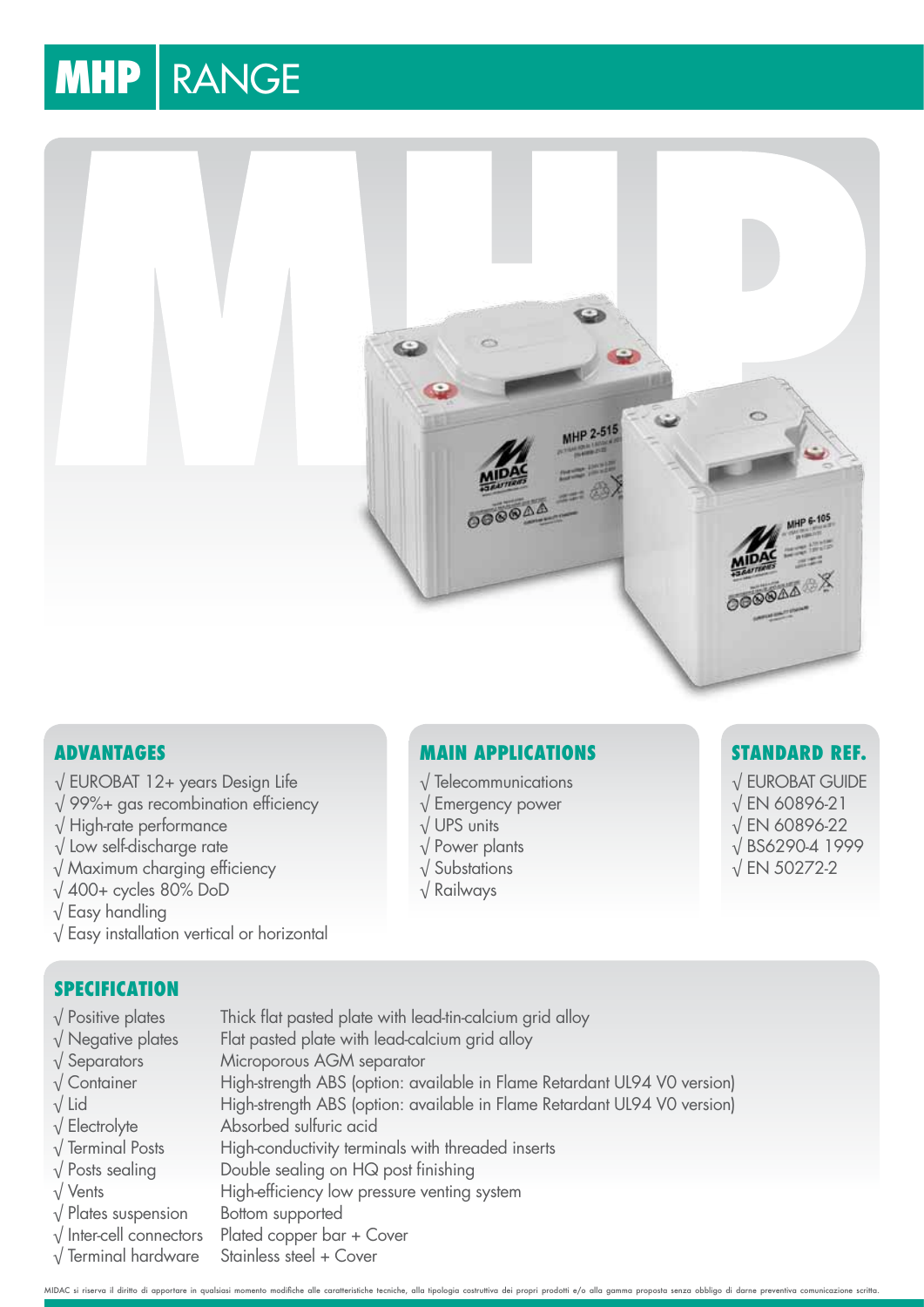# MHP RANGE

## ADVANTAGES

- √ EUROBAT 12+ years Design Life
- √ 99%+ gas recombination efficiency
- √ High-rate performance
- √ Low self-discharge rate
- √ Maximum charging efficiency
- √ 400+ cycles 80% DoD
- √ Easy handling
- √ Easy installation vertical or horizontal

## MAIN APPLICATIONS

- √ Telecommunications
- √ Emergency power
- √ UPS units
- √ Power plants
- √ Substations
- √ Railways

## STANDARD REF.

- √ EUROBAT GUIDE
- √ EN 60896-21
- √ EN 60896-22
- √ BS6290-4 1999
- √ EN 50272-2

## SPECIFICATION

| | |
|---|---|
| √ Positive plates | Thick flat pasted plate with lead-tin-calcium grid alloy |
| √ Negative plates | Flat pasted plate with lead-calcium grid alloy |
| √ Separators | Microporous AGM separator |
| √ Container | High-strength ABS (option: available in Flame Retardant UL94 V0 version) |
| √ Lid | High-strength ABS (option: available in Flame Retardant UL94 V0 version) |
| √ Electrolyte | Absorbed sulfuric acid |
| √ Terminal Posts | High-conductivity terminals with threaded inserts |
| √ Posts sealing | Double sealing on HQ post finishing |
| √ Vents | High-efficiency low pressure venting system |
| √ Plates suspension | Bottom supported |
| √ Inter-cell connectors | Plated copper bar + Cover |
| √ Terminal hardware | Stainless steel + Cover |

MIDAC si riserva il diritto di apportare in qualsiasi momento modifiche alle caratteristiche tecniche, alla tipologia costruttiva dei propri prodotti e/o alla gamma proposta senza obbligo di darne preventiva comunicazione scritta.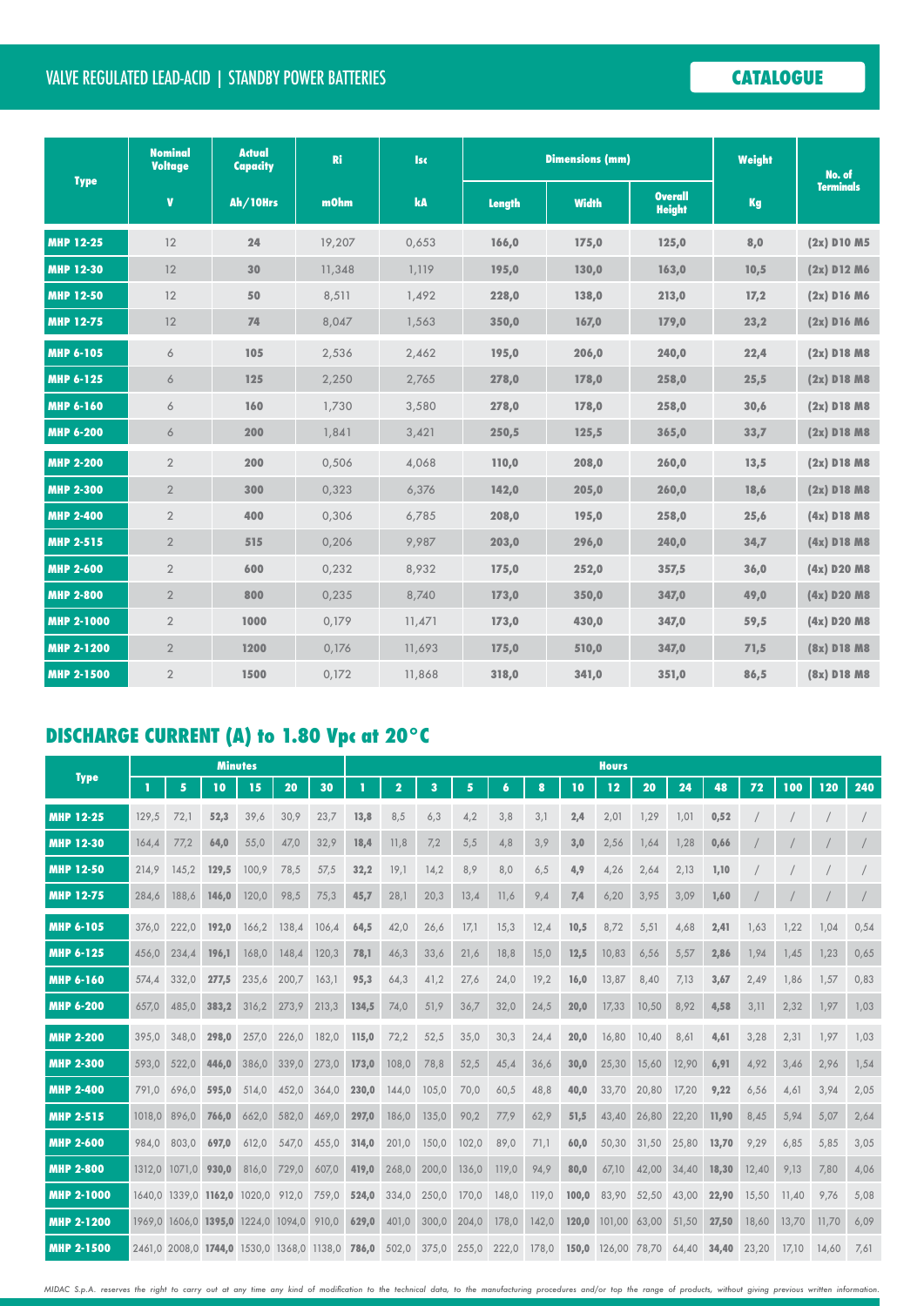VALVE REGULATED LEAD-ACID | STANDBY POWER BATTERIES

**CATALOGUE**

| Type | Nominal Voltage | Actual Capacity | Ri | Isc | Dimensions (mm) | | | Weight | No. of Terminals |
|---|---|---|---|---|---|---|---|---|---|
| | V | Ah/10Hrs | mOhm | kA | Length | Width | Overall Height | Kg | |
| **MHP 12-25** | 12 | **24** | 19,207 | 0,653 | **166,0** | **175,0** | **125,0** | **8,0** | **(2x) D10 M5** |
| **MHP 12-30** | 12 | **30** | 11,348 | 1,119 | **195,0** | **130,0** | **163,0** | **10,5** | **(2x) D12 M6** |
| **MHP 12-50** | 12 | **50** | 8,511 | 1,492 | **228,0** | **138,0** | **213,0** | **17,2** | **(2x) D16 M6** |
| **MHP 12-75** | 12 | **74** | 8,047 | 1,563 | **350,0** | **167,0** | **179,0** | **23,2** | **(2x) D16 M6** |
| **MHP 6-105** | 6 | **105** | 2,536 | 2,462 | **195,0** | **206,0** | **240,0** | **22,4** | **(2x) D18 M8** |
| **MHP 6-125** | 6 | **125** | 2,250 | 2,765 | **278,0** | **178,0** | **258,0** | **25,5** | **(2x) D18 M8** |
| **MHP 6-160** | 6 | **160** | 1,730 | 3,580 | **278,0** | **178,0** | **258,0** | **30,6** | **(2x) D18 M8** |
| **MHP 6-200** | 6 | **200** | 1,841 | 3,421 | **250,5** | **125,5** | **365,0** | **33,7** | **(2x) D18 M8** |
| **MHP 2-200** | 2 | **200** | 0,506 | 4,068 | **110,0** | **208,0** | **260,0** | **13,5** | **(2x) D18 M8** |
| **MHP 2-300** | 2 | **300** | 0,323 | 6,376 | **142,0** | **205,0** | **260,0** | **18,6** | **(2x) D18 M8** |
| **MHP 2-400** | 2 | **400** | 0,306 | 6,785 | **208,0** | **195,0** | **258,0** | **25,6** | **(4x) D18 M8** |
| **MHP 2-515** | 2 | **515** | 0,206 | 9,987 | **203,0** | **296,0** | **240,0** | **34,7** | **(4x) D18 M8** |
| **MHP 2-600** | 2 | **600** | 0,232 | 8,932 | **175,0** | **252,0** | **357,5** | **36,0** | **(4x) D20 M8** |
| **MHP 2-800** | 2 | **800** | 0,235 | 8,740 | **173,0** | **350,0** | **347,0** | **49,0** | **(4x) D20 M8** |
| **MHP 2-1000** | 2 | **1000** | 0,179 | 11,471 | **173,0** | **430,0** | **347,0** | **59,5** | **(4x) D20 M8** |
| **MHP 2-1200** | 2 | **1200** | 0,176 | 11,693 | **175,0** | **510,0** | **347,0** | **71,5** | **(8x) D18 M8** |
| **MHP 2-1500** | 2 | **1500** | 0,172 | 11,868 | **318,0** | **341,0** | **351,0** | **86,5** | **(8x) D18 M8** |

## DISCHARGE CURRENT (A) to 1.80 Vpc at 20°C

| Type | Minutes | | | | | | Hours | | | | | | | | | | | | | | | |
|---|---|---|---|---|---|---|---|---|---|---|---|---|---|---|---|---|---|---|---|---|---|---|
| | 1 | 5 | 10 | 15 | 20 | 30 | 1 | 2 | 3 | 5 | 6 | 8 | 10 | 12 | 20 | 24 | 48 | 72 | 100 | 120 | 240 |
| **MHP 12-25** | 129,5 | 72,1 | **52,3** | 39,6 | 30,9 | 23,7 | **13,8** | 8,5 | 6,3 | 4,2 | 3,8 | 3,1 | **2,4** | 2,01 | 1,29 | 1,01 | **0,52** | / | / | / | / |
| **MHP 12-30** | 164,4 | 77,2 | **64,0** | 55,0 | 47,0 | 32,9 | **18,4** | 11,8 | 7,2 | 5,5 | 4,8 | 3,9 | **3,0** | 2,56 | 1,64 | 1,28 | **0,66** | / | / | / | / |
| **MHP 12-50** | 214,9 | 145,2 | **129,5** | 100,9 | 78,5 | 57,5 | **32,2** | 19,1 | 14,2 | 8,9 | 8,0 | 6,5 | **4,9** | 4,26 | 2,64 | 2,13 | **1,10** | / | / | / | / |
| **MHP 12-75** | 284,6 | 188,6 | **146,0** | 120,0 | 98,5 | 75,3 | **45,7** | 28,1 | 20,3 | 13,4 | 11,6 | 9,4 | **7,4** | 6,20 | 3,95 | 3,09 | **1,60** | / | / | / | / |
| **MHP 6-105** | 376,0 | 222,0 | **192,0** | 166,2 | 138,4 | 106,4 | **64,5** | 42,0 | 26,6 | 17,1 | 15,3 | 12,4 | **10,5** | 8,72 | 5,51 | 4,68 | **2,41** | 1,63 | 1,22 | 1,04 | 0,54 |
| **MHP 6-125** | 456,0 | 234,4 | **196,1** | 168,0 | 148,4 | 120,3 | **78,1** | 46,3 | 33,6 | 21,6 | 18,8 | 15,0 | **12,5** | 10,83 | 6,56 | 5,57 | **2,86** | 1,94 | 1,45 | 1,23 | 0,65 |
| **MHP 6-160** | 574,4 | 332,0 | **277,5** | 235,6 | 200,7 | 163,1 | **95,3** | 64,3 | 41,2 | 27,6 | 24,0 | 19,2 | **16,0** | 13,87 | 8,40 | 7,13 | **3,67** | 2,49 | 1,86 | 1,57 | 0,83 |
| **MHP 6-200** | 657,0 | 485,0 | **383,2** | 316,2 | 273,9 | 213,3 | **134,5** | 74,0 | 51,9 | 36,7 | 32,0 | 24,5 | **20,0** | 17,33 | 10,50 | 8,92 | **4,58** | 3,11 | 2,32 | 1,97 | 1,03 |
| **MHP 2-200** | 395,0 | 348,0 | **298,0** | 257,0 | 226,0 | 182,0 | **115,0** | 72,2 | 52,5 | 35,0 | 30,3 | 24,4 | **20,0** | 16,80 | 10,40 | 8,61 | **4,61** | 3,28 | 2,31 | 1,97 | 1,03 |
| **MHP 2-300** | 593,0 | 522,0 | **446,0** | 386,0 | 339,0 | 273,0 | **173,0** | 108,0 | 78,8 | 52,5 | 45,4 | 36,6 | **30,0** | 25,30 | 15,60 | 12,90 | **6,91** | 4,92 | 3,46 | 2,96 | 1,54 |
| **MHP 2-400** | 791,0 | 696,0 | **595,0** | 514,0 | 452,0 | 364,0 | **230,0** | 144,0 | 105,0 | 70,0 | 60,5 | 48,8 | **40,0** | 33,70 | 20,80 | 17,20 | **9,22** | 6,56 | 4,61 | 3,94 | 2,05 |
| **MHP 2-515** | 1018,0 | 896,0 | **766,0** | 662,0 | 582,0 | 469,0 | **297,0** | 186,0 | 135,0 | 90,2 | 77,9 | 62,9 | **51,5** | 43,40 | 26,80 | 22,20 | **11,90** | 8,45 | 5,94 | 5,07 | 2,64 |
| **MHP 2-600** | 984,0 | 803,0 | **697,0** | 612,0 | 547,0 | 455,0 | **314,0** | 201,0 | 150,0 | 102,0 | 89,0 | 71,1 | **60,0** | 50,30 | 31,50 | 25,80 | **13,70** | 9,29 | 6,85 | 5,85 | 3,05 |
| **MHP 2-800** | 1312,0 | 1071,0 | **930,0** | 816,0 | 729,0 | 607,0 | **419,0** | 268,0 | 200,0 | 136,0 | 119,0 | 94,9 | **80,0** | 67,10 | 42,00 | 34,40 | **18,30** | 12,40 | 9,13 | 7,80 | 4,06 |
| **MHP 2-1000** | 1640,0 | 1339,0 | **1162,0** | 1020,0 | 912,0 | 759,0 | **524,0** | 334,0 | 250,0 | 170,0 | 148,0 | 119,0 | **100,0** | 83,90 | 52,50 | 43,00 | **22,90** | 15,50 | 11,40 | 9,76 | 5,08 |
| **MHP 2-1200** | 1969,0 | 1606,0 | **1395,0** | 1224,0 | 1094,0 | 910,0 | **629,0** | 401,0 | 300,0 | 204,0 | 178,0 | 142,0 | **120,0** | 101,00 | 63,00 | 51,50 | **27,50** | 18,60 | 13,70 | 11,70 | 6,09 |
| **MHP 2-1500** | 2461,0 | 2008,0 | **1744,0** | 1530,0 | 1368,0 | 1138,0 | **786,0** | 502,0 | 375,0 | 255,0 | 222,0 | 178,0 | **150,0** | 126,00 | 78,70 | 64,40 | **34,40** | 23,20 | 17,10 | 14,60 | 7,61 |

*MIDAC S.p.A. reserves the right to carry out at any time any kind of modification to the technical data, to the manufacturing procedures and/or top the range of products, without giving previous written information.*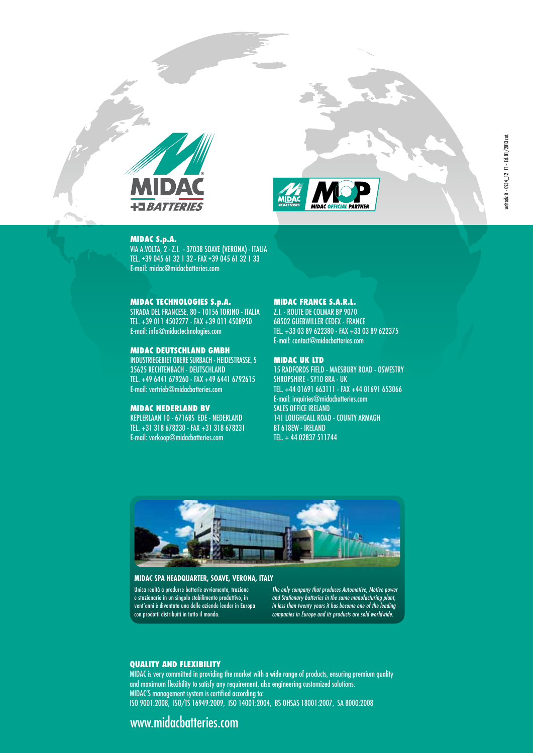**MIDAC S.p.A.**
VIA A.VOLTA, 2 - Z.I. - 37038 SOAVE (VERONA) - ITALIA
TEL. +39 045 61 32 1 32 - FAX +39 045 61 32 1 33
E-mail: midac@midacbatteries.com

**MIDAC TECHNOLOGIES S.p.A.**
STRADA DEL FRANCESE, 80 - 10156 TORINO - ITALIA
TEL. +39 011 4502277 - FAX +39 011 4508950
E-mail: info@midactechnologies.com

**MIDAC DEUTSCHLAND GMBH**
INDUSTRIEGEBIET OBERE SURBACH - HEIDESTRASSE, 5
35625 RECHTENBACH - DEUTSCHLAND
TEL. +49 6441 679260 - FAX +49 6441 6792615
E-mail: vertrieb@midacbatteries.com

**MIDAC NEDERLAND BV**
KEPLERLAAN 10 - 6716BS EDE - NEDERLAND
TEL. +31 318 678230 - FAX +31 318 678231
E-mail: verkoop@midacbatteries.com

**MIDAC FRANCE S.A.R.L.**
Z.I. - ROUTE DE COLMAR BP 9070
68502 GUEBWILLER CEDEX - FRANCE
TEL. +33 03 89 622380 - FAX +33 03 89 622375
E-mail: contact@midacbatteries.com

**MIDAC UK LTD**
15 RADFORDS FIELD - MAESBURY ROAD - OSWESTRY
SHROPSHIRE - SY10 8RA - UK
TEL. +44 01691 663111 - FAX +44 01691 653066
E-mail: inquiries@midacbatteries.com
SALES OFFICE IRELAND
141 LOUGHGALL ROAD - COUNTY ARMAGH
BT 618EW - IRELAND
TEL. + 44 02837 511744

**MIDAC SPA HEADQUARTER, SOAVE, VERONA, ITALY**

Unica realtà a produrre batterie avviamento, trazione e stazionarie in un singolo stabilimento produttivo, in vent'anni è diventata una delle aziende leader in Europa con prodotti distribuiti in tutto il mondo.

*The only company that produces Automotive, Motive power and Stationary batteries in the same manufacturing plant, in less than twenty years it has become one of the leading companies in Europe and its products are sold worldwide.*

**QUALITY AND FLEXIBILITY**

MIDAC is very committed in providing the market with a wide range of products, ensuring premium quality and maximum flexibility to satisfy any requirement, also engineering customized solutions.
MIDAC'S management system is certified according to:
ISO 9001:2008, ISO/TS 16949:2009, ISO 14001:2004, BS OHSAS 18001:2007, SA 8000:2008

www.midacbatteries.com

unitadv.it - 0934_12 1T - Ed. 01/2013 cat.